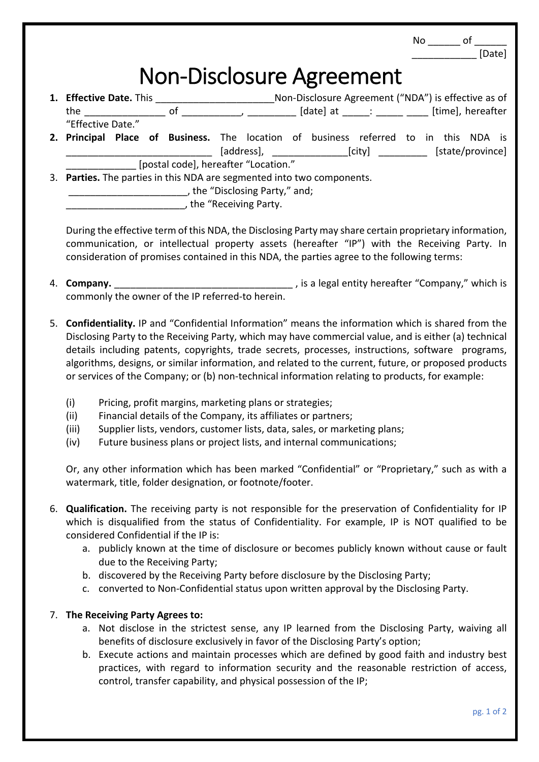No ______ of ______
____________ [Date]

# Non-Disclosure Agreement

1. **Effective Date.** This ______________________Non-Disclosure Agreement ("NDA") is effective as of the _______________ of ___________, _________ [date] at _____: _____ ____ [time], hereafter "Effective Date."
2. **Principal Place of Business.** The location of business referred to in this NDA is ____________________________ [address], ______________[city] _________ [state/province] _____________ [postal code], hereafter "Location."
3. **Parties.** The parties in this NDA are segmented into two components.
   ______________________, the "Disclosing Party," and;
   ______________________, the "Receiving Party.

   During the effective term of this NDA, the Disclosing Party may share certain proprietary information, communication, or intellectual property assets (hereafter "IP") with the Receiving Party. In consideration of promises contained in this NDA, the parties agree to the following terms:

4. **Company.** __________________________________ , is a legal entity hereafter "Company," which is commonly the owner of the IP referred-to herein.

5. **Confidentiality.** IP and "Confidential Information" means the information which is shared from the Disclosing Party to the Receiving Party, which may have commercial value, and is either (a) technical details including patents, copyrights, trade secrets, processes, instructions, software programs, algorithms, designs, or similar information, and related to the current, future, or proposed products or services of the Company; or (b) non-technical information relating to products, for example:

   (i) Pricing, profit margins, marketing plans or strategies;
   (ii) Financial details of the Company, its affiliates or partners;
   (iii) Supplier lists, vendors, customer lists, data, sales, or marketing plans;
   (iv) Future business plans or project lists, and internal communications;

   Or, any other information which has been marked "Confidential" or "Proprietary," such as with a watermark, title, folder designation, or footnote/footer.

6. **Qualification.** The receiving party is not responsible for the preservation of Confidentiality for IP which is disqualified from the status of Confidentiality. For example, IP is NOT qualified to be considered Confidential if the IP is:
   a. publicly known at the time of disclosure or becomes publicly known without cause or fault due to the Receiving Party;
   b. discovered by the Receiving Party before disclosure by the Disclosing Party;
   c. converted to Non-Confidential status upon written approval by the Disclosing Party.

7. **The Receiving Party Agrees to:**
   a. Not disclose in the strictest sense, any IP learned from the Disclosing Party, waiving all benefits of disclosure exclusively in favor of the Disclosing Party's option;
   b. Execute actions and maintain processes which are defined by good faith and industry best practices, with regard to information security and the reasonable restriction of access, control, transfer capability, and physical possession of the IP;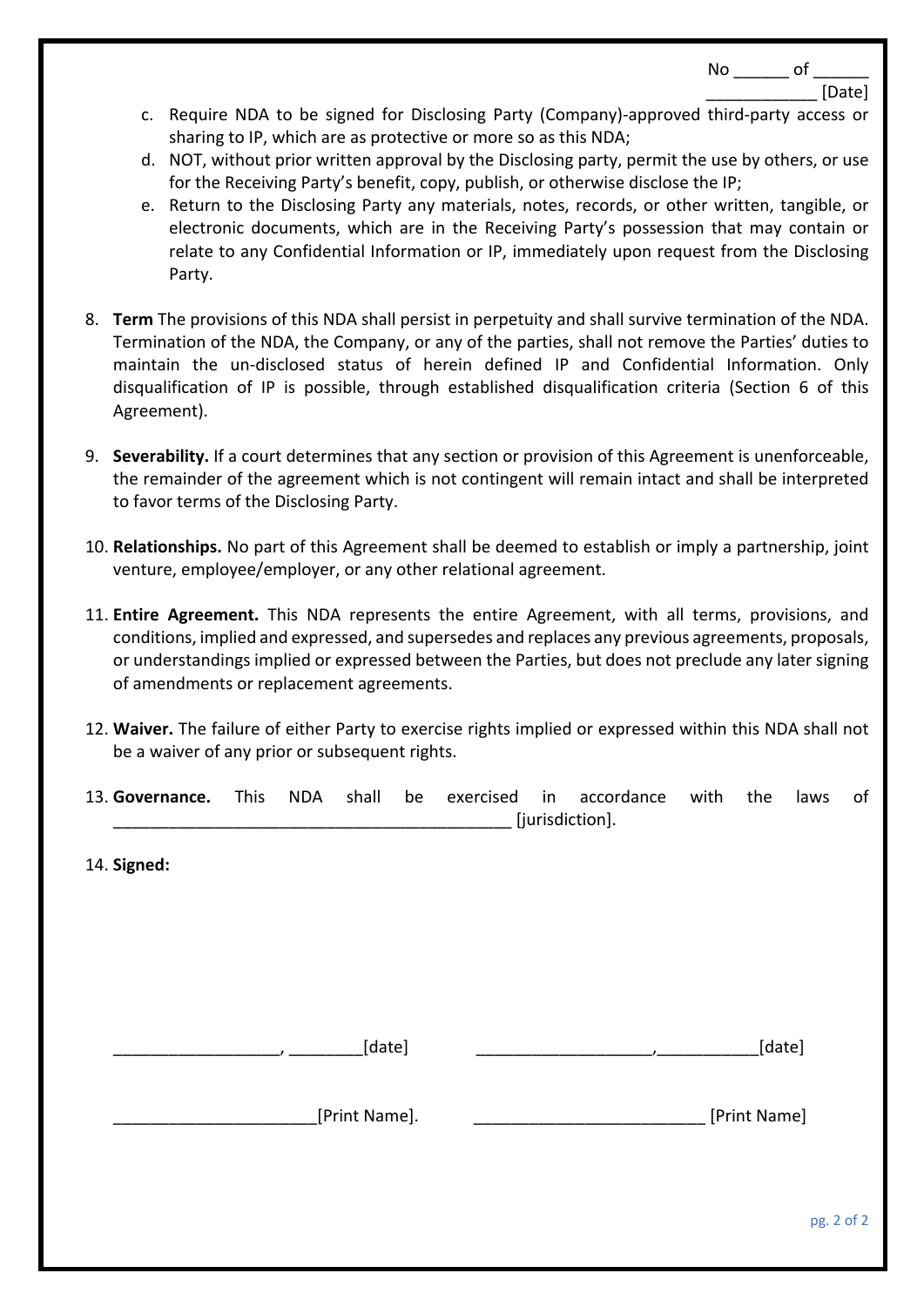No ______ of ______
____________ [Date]

c. Require NDA to be signed for Disclosing Party (Company)-approved third-party access or sharing to IP, which are as protective or more so as this NDA;
d. NOT, without prior written approval by the Disclosing party, permit the use by others, or use for the Receiving Party's benefit, copy, publish, or otherwise disclose the IP;
e. Return to the Disclosing Party any materials, notes, records, or other written, tangible, or electronic documents, which are in the Receiving Party's possession that may contain or relate to any Confidential Information or IP, immediately upon request from the Disclosing Party.

8. **Term** The provisions of this NDA shall persist in perpetuity and shall survive termination of the NDA. Termination of the NDA, the Company, or any of the parties, shall not remove the Parties' duties to maintain the un-disclosed status of herein defined IP and Confidential Information. Only disqualification of IP is possible, through established disqualification criteria (Section 6 of this Agreement).

9. **Severability.** If a court determines that any section or provision of this Agreement is unenforceable, the remainder of the agreement which is not contingent will remain intact and shall be interpreted to favor terms of the Disclosing Party.

10. **Relationships.** No part of this Agreement shall be deemed to establish or imply a partnership, joint venture, employee/employer, or any other relational agreement.

11. **Entire Agreement.** This NDA represents the entire Agreement, with all terms, provisions, and conditions, implied and expressed, and supersedes and replaces any previous agreements, proposals, or understandings implied or expressed between the Parties, but does not preclude any later signing of amendments or replacement agreements.

12. **Waiver.** The failure of either Party to exercise rights implied or expressed within this NDA shall not be a waiver of any prior or subsequent rights.

13. **Governance.** This NDA shall be exercised in accordance with the laws of ___________________________________________ [jurisdiction].

14. **Signed:**

__________________, ________[date]  ___________________,___________[date]

______________________[Print Name].  _________________________ [Print Name]